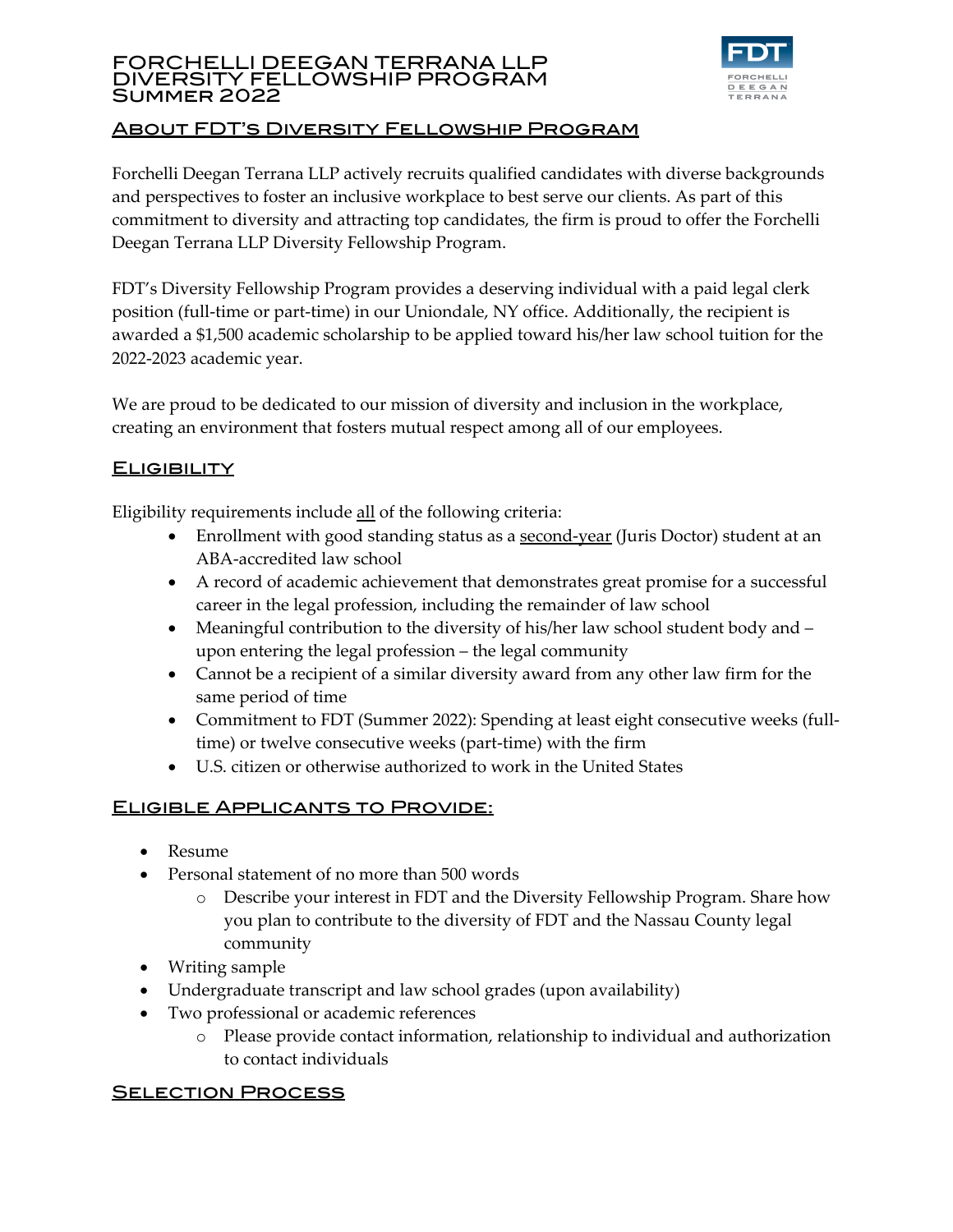# FORCHELLI DEEGAN TERRANA LLP DIVERSITY FELLOWSHIP PROGRAM SUMMER 2022

## ABOUT FDT'S DIVERSITY FELLOWSHIP PROGRAM

Forchelli Deegan Terrana LLP actively recruits qualified candidates with diverse backgrounds and perspectives to foster an inclusive workplace to best serve our clients. As part of this commitment to diversity and attracting top candidates, the firm is proud to offer the Forchelli Deegan Terrana LLP Diversity Fellowship Program.

FDT's Diversity Fellowship Program provides a deserving individual with a paid legal clerk position (full-time or part-time) in our Uniondale, NY office. Additionally, the recipient is awarded a $1,500 academic scholarship to be applied toward his/her law school tuition for the 2022-2023 academic year.

We are proud to be dedicated to our mission of diversity and inclusion in the workplace, creating an environment that fosters mutual respect among all of our employees.

## ELIGIBILITY

Eligibility requirements include all of the following criteria:

- Enrollment with good standing status as a second-year (Juris Doctor) student at an ABA-accredited law school
- A record of academic achievement that demonstrates great promise for a successful career in the legal profession, including the remainder of law school
- Meaningful contribution to the diversity of his/her law school student body and – upon entering the legal profession – the legal community
- Cannot be a recipient of a similar diversity award from any other law firm for the same period of time
- Commitment to FDT (Summer 2022): Spending at least eight consecutive weeks (full-time) or twelve consecutive weeks (part-time) with the firm
- U.S. citizen or otherwise authorized to work in the United States

## ELIGIBLE APPLICANTS TO PROVIDE:

- Resume
- Personal statement of no more than 500 words
  - Describe your interest in FDT and the Diversity Fellowship Program. Share how you plan to contribute to the diversity of FDT and the Nassau County legal community
- Writing sample
- Undergraduate transcript and law school grades (upon availability)
- Two professional or academic references
  - Please provide contact information, relationship to individual and authorization to contact individuals

## SELECTION PROCESS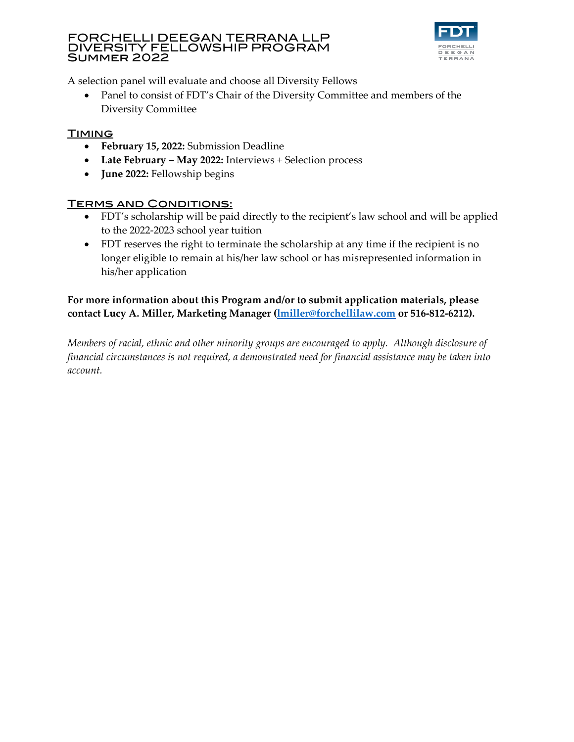# FORCHELLI DEEGAN TERRANA LLP
# DIVERSITY FELLOWSHIP PROGRAM
# SUMMER 2022

A selection panel will evaluate and choose all Diversity Fellows

- Panel to consist of FDT's Chair of the Diversity Committee and members of the Diversity Committee

## TIMING

- **February 15, 2022:** Submission Deadline
- **Late February – May 2022:** Interviews + Selection process
- **June 2022:** Fellowship begins

## TERMS AND CONDITIONS:

- FDT's scholarship will be paid directly to the recipient's law school and will be applied to the 2022-2023 school year tuition
- FDT reserves the right to terminate the scholarship at any time if the recipient is no longer eligible to remain at his/her law school or has misrepresented information in his/her application

**For more information about this Program and/or to submit application materials, please contact Lucy A. Miller, Marketing Manager (lmiller@forchellilaw.com or 516-812-6212).**

*Members of racial, ethnic and other minority groups are encouraged to apply. Although disclosure of financial circumstances is not required, a demonstrated need for financial assistance may be taken into account.*